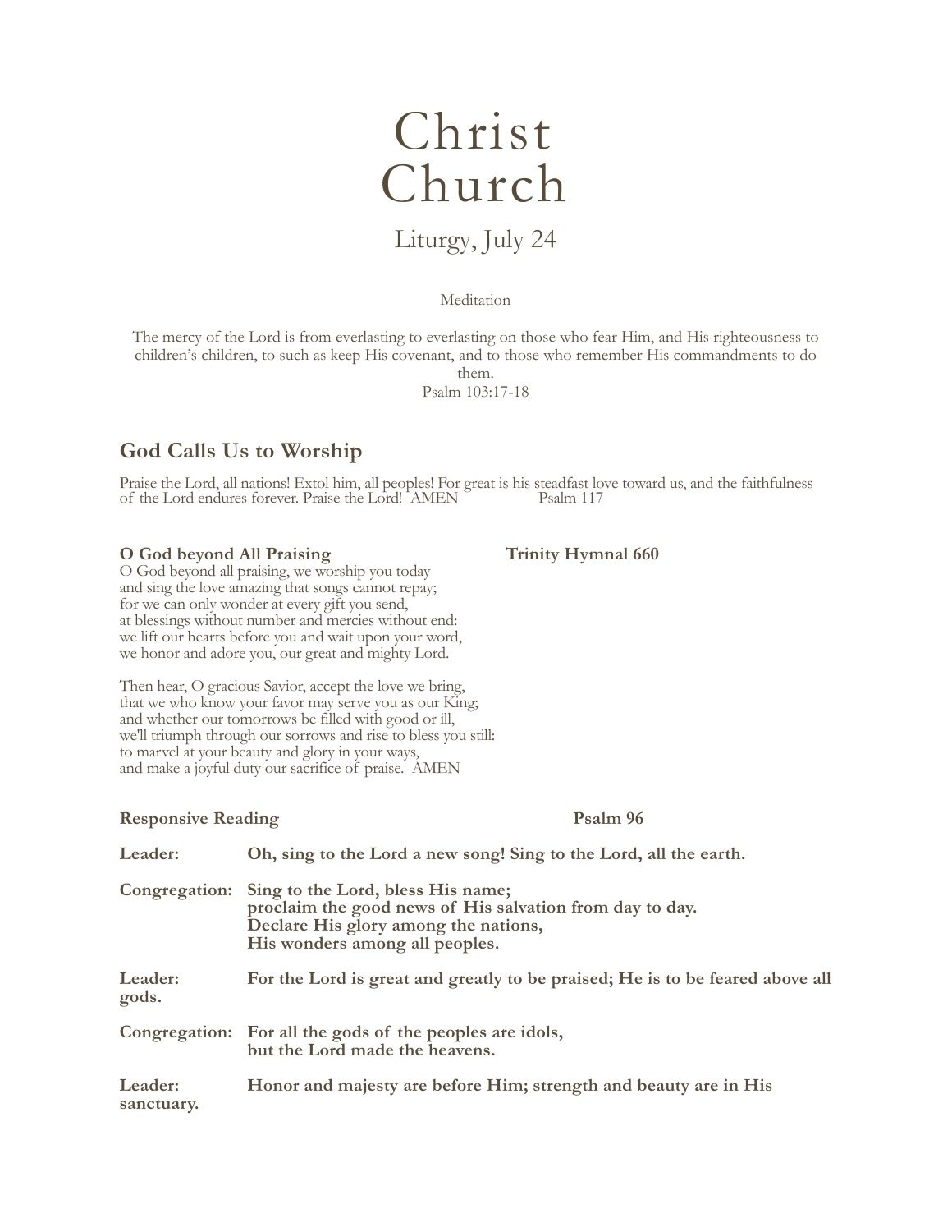# Christ Church

## Liturgy, July 24

Meditation

The mercy of the Lord is from everlasting to everlasting on those who fear Him, and His righteousness to children's children, to such as keep His covenant, and to those who remember His commandments to do them.
Psalm 103:17-18

## God Calls Us to Worship

Praise the Lord, all nations! Extol him, all peoples! For great is his steadfast love toward us, and the faithfulness of the Lord endures forever. Praise the Lord! AMEN Psalm 117

**O God beyond All Praising** **Trinity Hymnal 660**

O God beyond all praising, we worship you today
and sing the love amazing that songs cannot repay;
for we can only wonder at every gift you send,
at blessings without number and mercies without end:
we lift our hearts before you and wait upon your word,
we honor and adore you, our great and mighty Lord.

Then hear, O gracious Savior, accept the love we bring,
that we who know your favor may serve you as our King;
and whether our tomorrows be filled with good or ill,
we'll triumph through our sorrows and rise to bless you still:
to marvel at your beauty and glory in your ways,
and make a joyful duty our sacrifice of praise. AMEN

**Responsive Reading** **Psalm 96**

**Leader:** **Oh, sing to the Lord a new song! Sing to the Lord, all the earth.**

**Congregation:** **Sing to the Lord, bless His name;
proclaim the good news of His salvation from day to day.
Declare His glory among the nations,
His wonders among all peoples.**

**Leader:** **For the Lord is great and greatly to be praised; He is to be feared above all gods.**

**Congregation:** **For all the gods of the peoples are idols,
but the Lord made the heavens.**

**Leader:** **Honor and majesty are before Him; strength and beauty are in His sanctuary.**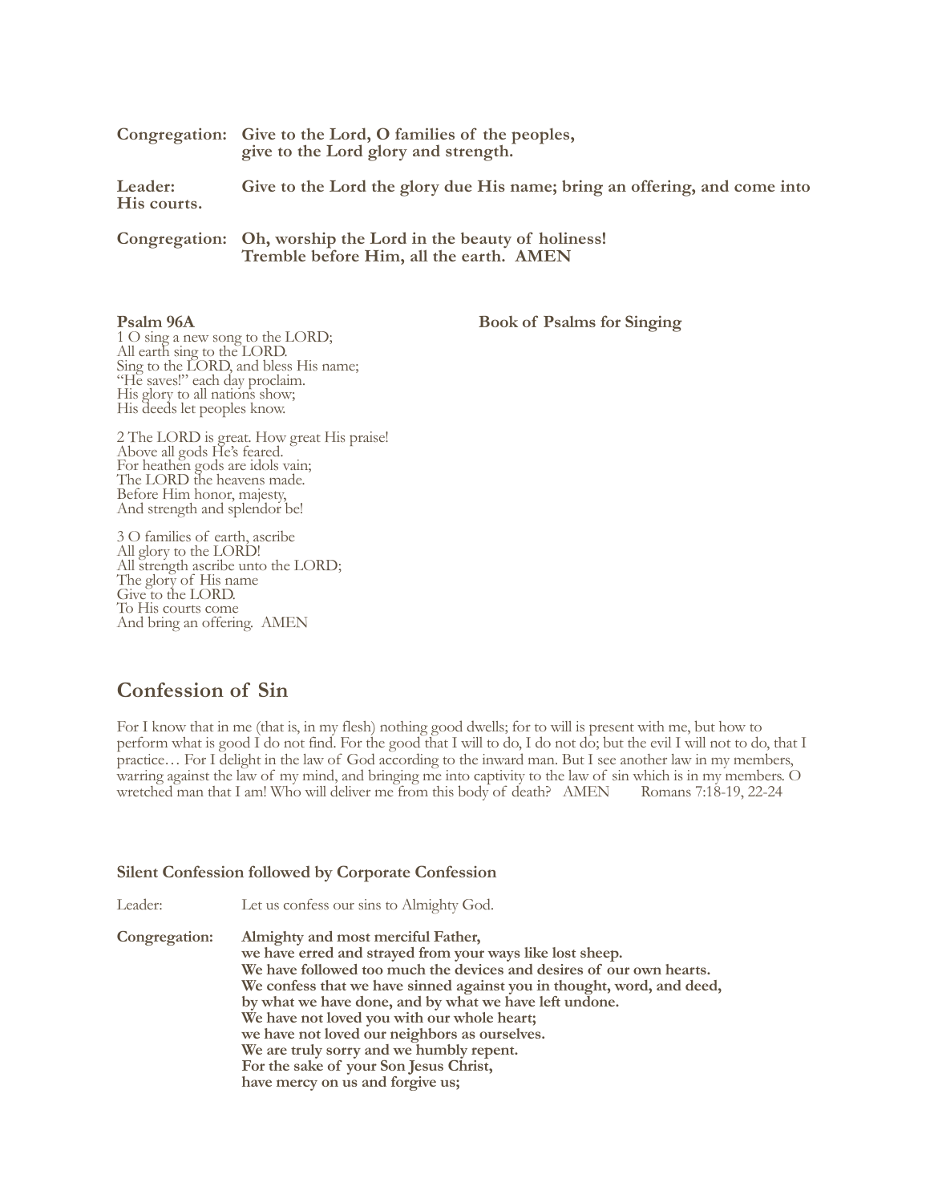**Congregation:** **Give to the Lord, O families of the peoples,**
**give to the Lord glory and strength.**

**Leader:** **Give to the Lord the glory due His name; bring an offering, and come into His courts.**

**Congregation:** **Oh, worship the Lord in the beauty of holiness!**
**Tremble before Him, all the earth. AMEN**

**Psalm 96A** **Book of Psalms for Singing**

1 O sing a new song to the LORD;
All earth sing to the LORD.
Sing to the LORD, and bless His name;
"He saves!" each day proclaim.
His glory to all nations show;
His deeds let peoples know.

2 The LORD is great. How great His praise!
Above all gods He's feared.
For heathen gods are idols vain;
The LORD the heavens made.
Before Him honor, majesty,
And strength and splendor be!

3 O families of earth, ascribe
All glory to the LORD!
All strength ascribe unto the LORD;
The glory of His name
Give to the LORD.
To His courts come
And bring an offering. AMEN

## Confession of Sin

For I know that in me (that is, in my flesh) nothing good dwells; for to will is present with me, but how to perform what is good I do not find. For the good that I will to do, I do not do; but the evil I will not to do, that I practice… For I delight in the law of God according to the inward man. But I see another law in my members, warring against the law of my mind, and bringing me into captivity to the law of sin which is in my members. O wretched man that I am! Who will deliver me from this body of death? AMEN Romans 7:18-19, 22-24

**Silent Confession followed by Corporate Confession**

Leader: Let us confess our sins to Almighty God.

**Congregation:** **Almighty and most merciful Father,**
**we have erred and strayed from your ways like lost sheep.**
**We have followed too much the devices and desires of our own hearts.**
**We confess that we have sinned against you in thought, word, and deed,**
**by what we have done, and by what we have left undone.**
**We have not loved you with our whole heart;**
**we have not loved our neighbors as ourselves.**
**We are truly sorry and we humbly repent.**
**For the sake of your Son Jesus Christ,**
**have mercy on us and forgive us;**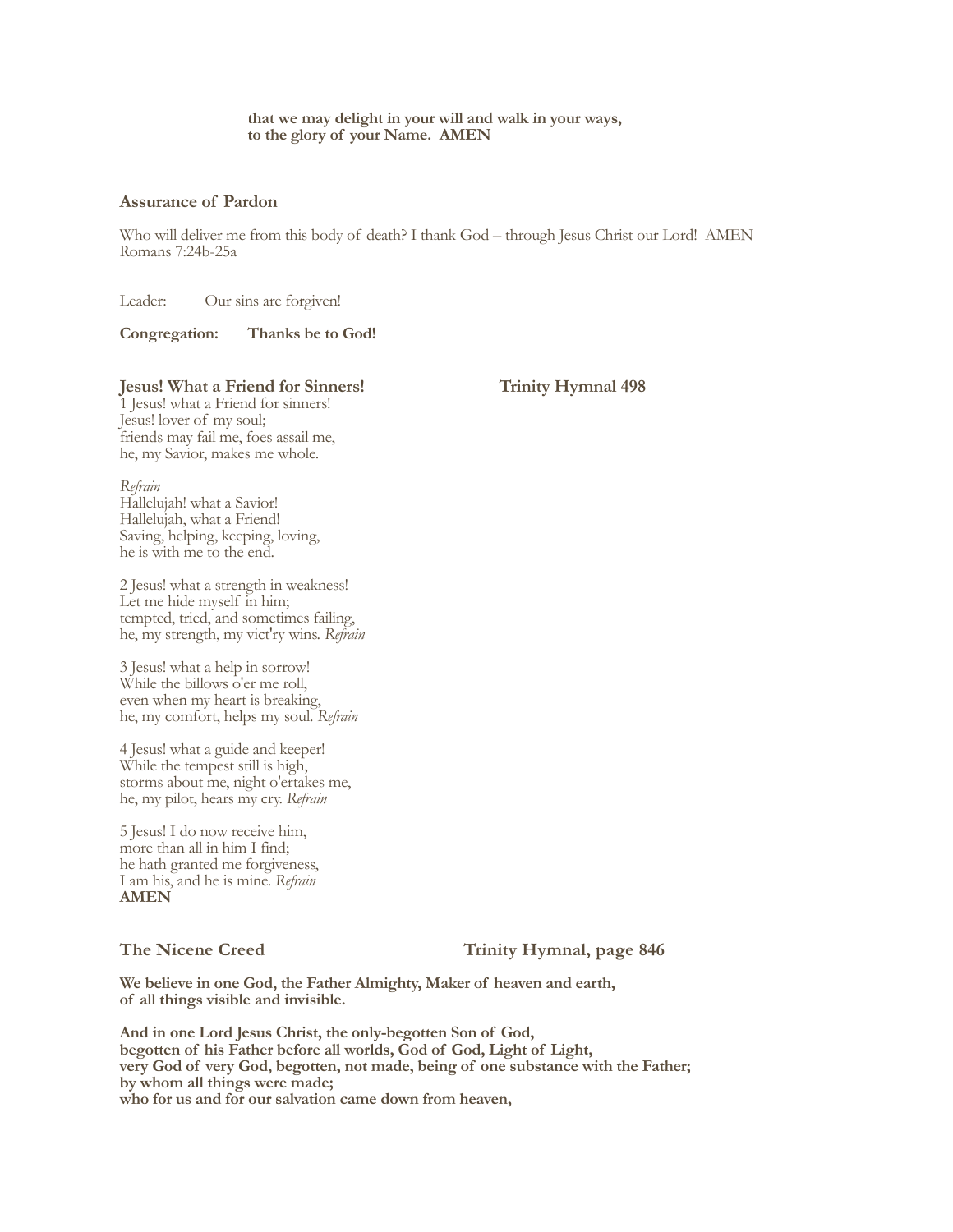**that we may delight in your will and walk in your ways,**
**to the glory of your Name. AMEN**

### Assurance of Pardon

Who will deliver me from this body of death? I thank God – through Jesus Christ our Lord! AMEN
Romans 7:24b-25a

Leader: Our sins are forgiven!

**Congregation: Thanks be to God!**

### Jesus! What a Friend for Sinners! — Trinity Hymnal 498

1 Jesus! what a Friend for sinners!
Jesus! lover of my soul;
friends may fail me, foes assail me,
he, my Savior, makes me whole.

*Refrain*
Hallelujah! what a Savior!
Hallelujah, what a Friend!
Saving, helping, keeping, loving,
he is with me to the end.

2 Jesus! what a strength in weakness!
Let me hide myself in him;
tempted, tried, and sometimes failing,
he, my strength, my vict'ry wins. *Refrain*

3 Jesus! what a help in sorrow!
While the billows o'er me roll,
even when my heart is breaking,
he, my comfort, helps my soul. *Refrain*

4 Jesus! what a guide and keeper!
While the tempest still is high,
storms about me, night o'ertakes me,
he, my pilot, hears my cry. *Refrain*

5 Jesus! I do now receive him,
more than all in him I find;
he hath granted me forgiveness,
I am his, and he is mine. *Refrain*
**AMEN**

### The Nicene Creed — Trinity Hymnal, page 846

**We believe in one God, the Father Almighty, Maker of heaven and earth,**
**of all things visible and invisible.**

**And in one Lord Jesus Christ, the only-begotten Son of God,**
**begotten of his Father before all worlds, God of God, Light of Light,**
**very God of very God, begotten, not made, being of one substance with the Father;**
**by whom all things were made;**
**who for us and for our salvation came down from heaven,**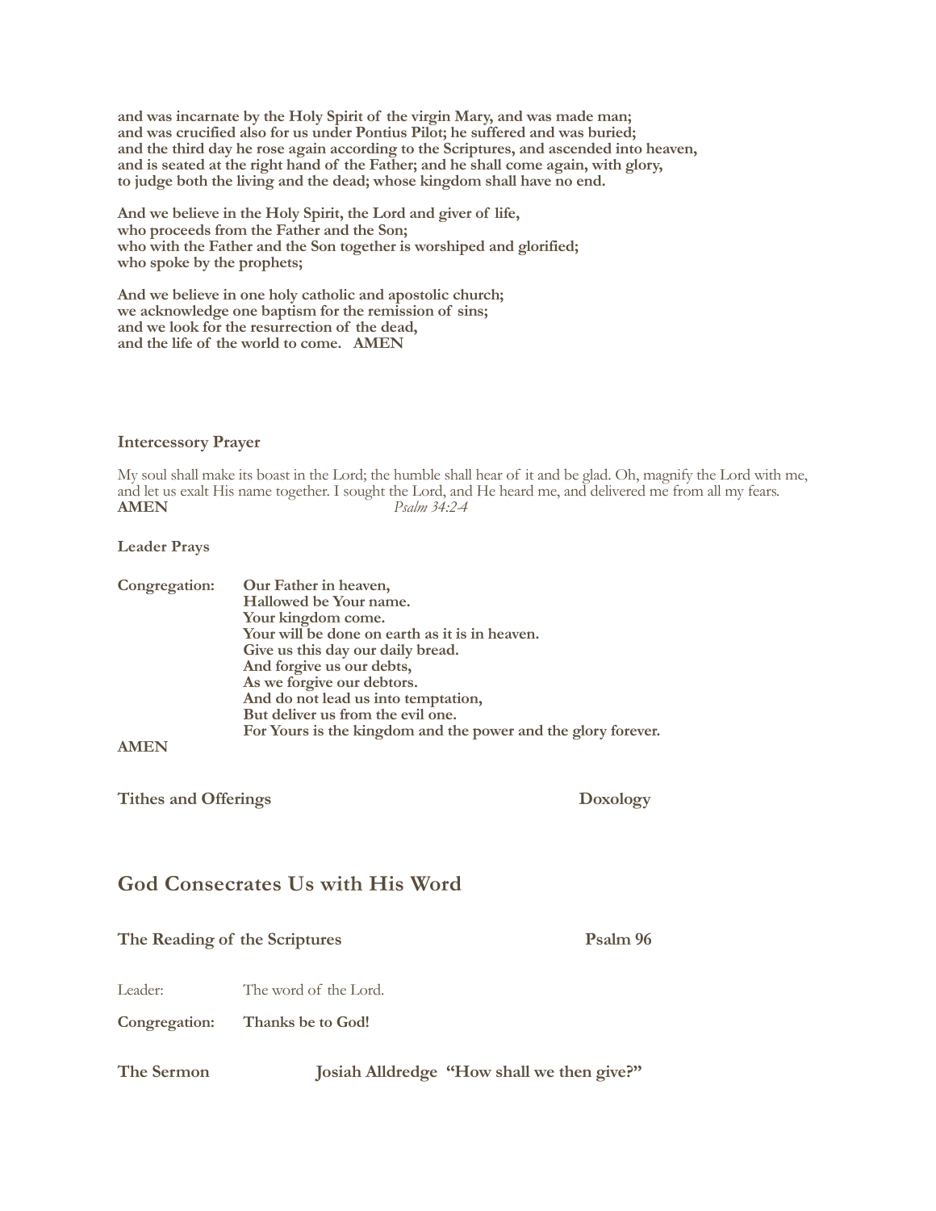**and was incarnate by the Holy Spirit of the virgin Mary, and was made man;**
**and was crucified also for us under Pontius Pilot; he suffered and was buried;**
**and the third day he rose again according to the Scriptures, and ascended into heaven,**
**and is seated at the right hand of the Father; and he shall come again, with glory,**
**to judge both the living and the dead; whose kingdom shall have no end.**

**And we believe in the Holy Spirit, the Lord and giver of life,**
**who proceeds from the Father and the Son;**
**who with the Father and the Son together is worshiped and glorified;**
**who spoke by the prophets;**

**And we believe in one holy catholic and apostolic church;**
**we acknowledge one baptism for the remission of sins;**
**and we look for the resurrection of the dead,**
**and the life of the world to come. AMEN**

**Intercessory Prayer**

My soul shall make its boast in the Lord; the humble shall hear of it and be glad. Oh, magnify the Lord with me, and let us exalt His name together. I sought the Lord, and He heard me, and delivered me from all my fears.
**AMEN** *Psalm 34:2-4*

**Leader Prays**

**Congregation:** **Our Father in heaven,**
**Hallowed be Your name.**
**Your kingdom come.**
**Your will be done on earth as it is in heaven.**
**Give us this day our daily bread.**
**And forgive us our debts,**
**As we forgive our debtors.**
**And do not lead us into temptation,**
**But deliver us from the evil one.**
**For Yours is the kingdom and the power and the glory forever.**
**AMEN**

**Tithes and Offerings** **Doxology**

## God Consecrates Us with His Word

**The Reading of the Scriptures** **Psalm 96**

Leader: The word of the Lord.

**Congregation:** **Thanks be to God!**

**The Sermon** **Josiah Alldredge "How shall we then give?"**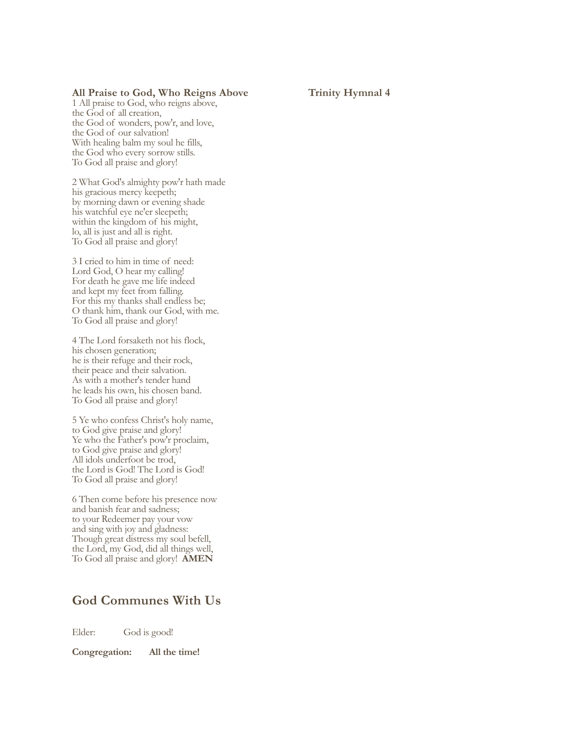**All Praise to God, Who Reigns Above** **Trinity Hymnal 4**

1 All praise to God, who reigns above,
the God of all creation,
the God of wonders, pow'r, and love,
the God of our salvation!
With healing balm my soul he fills,
the God who every sorrow stills.
To God all praise and glory!

2 What God's almighty pow'r hath made
his gracious mercy keepeth;
by morning dawn or evening shade
his watchful eye ne'er sleepeth;
within the kingdom of his might,
lo, all is just and all is right.
To God all praise and glory!

3 I cried to him in time of need:
Lord God, O hear my calling!
For death he gave me life indeed
and kept my feet from falling.
For this my thanks shall endless be;
O thank him, thank our God, with me.
To God all praise and glory!

4 The Lord forsaketh not his flock,
his chosen generation;
he is their refuge and their rock,
their peace and their salvation.
As with a mother's tender hand
he leads his own, his chosen band.
To God all praise and glory!

5 Ye who confess Christ's holy name,
to God give praise and glory!
Ye who the Father's pow'r proclaim,
to God give praise and glory!
All idols underfoot be trod,
the Lord is God! The Lord is God!
To God all praise and glory!

6 Then come before his presence now
and banish fear and sadness;
to your Redeemer pay your vow
and sing with joy and gladness:
Though great distress my soul befell,
the Lord, my God, did all things well,
To God all praise and glory! **AMEN**

## God Communes With Us

Elder: God is good!

**Congregation: All the time!**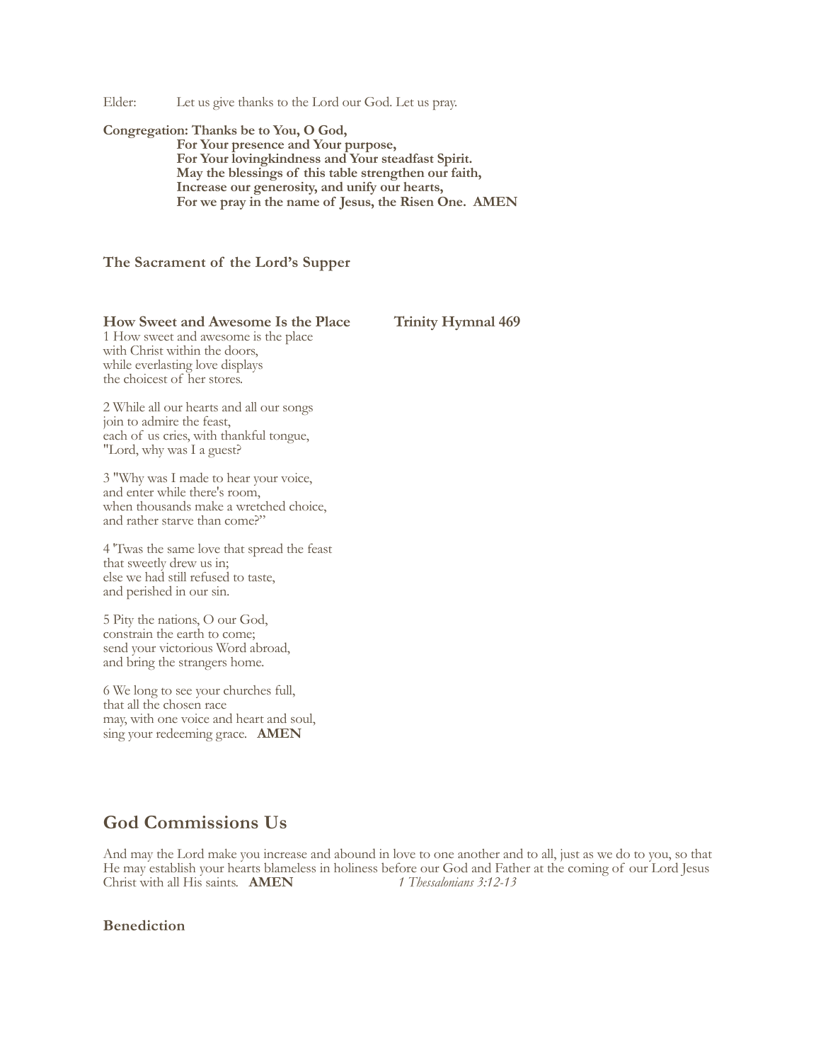Elder: Let us give thanks to the Lord our God. Let us pray.

**Congregation: Thanks be to You, O God,**
**For Your presence and Your purpose,**
**For Your lovingkindness and Your steadfast Spirit.**
**May the blessings of this table strengthen our faith,**
**Increase our generosity, and unify our hearts,**
**For we pray in the name of Jesus, the Risen One. AMEN**

**The Sacrament of the Lord's Supper**

**How Sweet and Awesome Is the Place** **Trinity Hymnal 469**

1 How sweet and awesome is the place
with Christ within the doors,
while everlasting love displays
the choicest of her stores.

2 While all our hearts and all our songs
join to admire the feast,
each of us cries, with thankful tongue,
"Lord, why was I a guest?

3 "Why was I made to hear your voice,
and enter while there's room,
when thousands make a wretched choice,
and rather starve than come?"

4 'Twas the same love that spread the feast
that sweetly drew us in;
else we had still refused to taste,
and perished in our sin.

5 Pity the nations, O our God,
constrain the earth to come;
send your victorious Word abroad,
and bring the strangers home.

6 We long to see your churches full,
that all the chosen race
may, with one voice and heart and soul,
sing your redeeming grace. **AMEN**

## God Commissions Us

And may the Lord make you increase and abound in love to one another and to all, just as we do to you, so that He may establish your hearts blameless in holiness before our God and Father at the coming of our Lord Jesus Christ with all His saints. **AMEN** *1 Thessalonians 3:12-13*

**Benediction**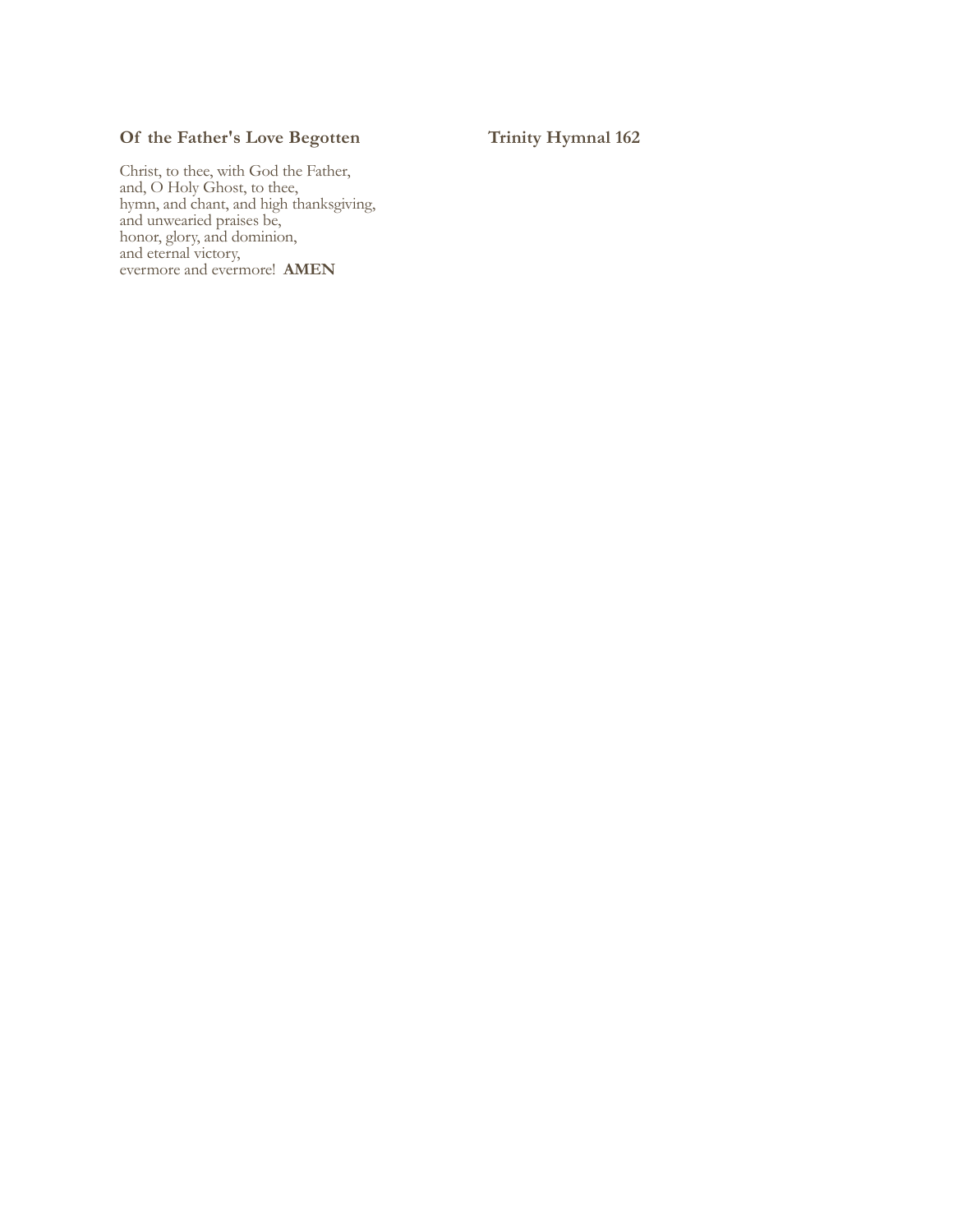**Of the Father's Love Begotten** **Trinity Hymnal 162**

Christ, to thee, with God the Father,
and, O Holy Ghost, to thee,
hymn, and chant, and high thanksgiving,
and unwearied praises be,
honor, glory, and dominion,
and eternal victory,
evermore and evermore! **AMEN**